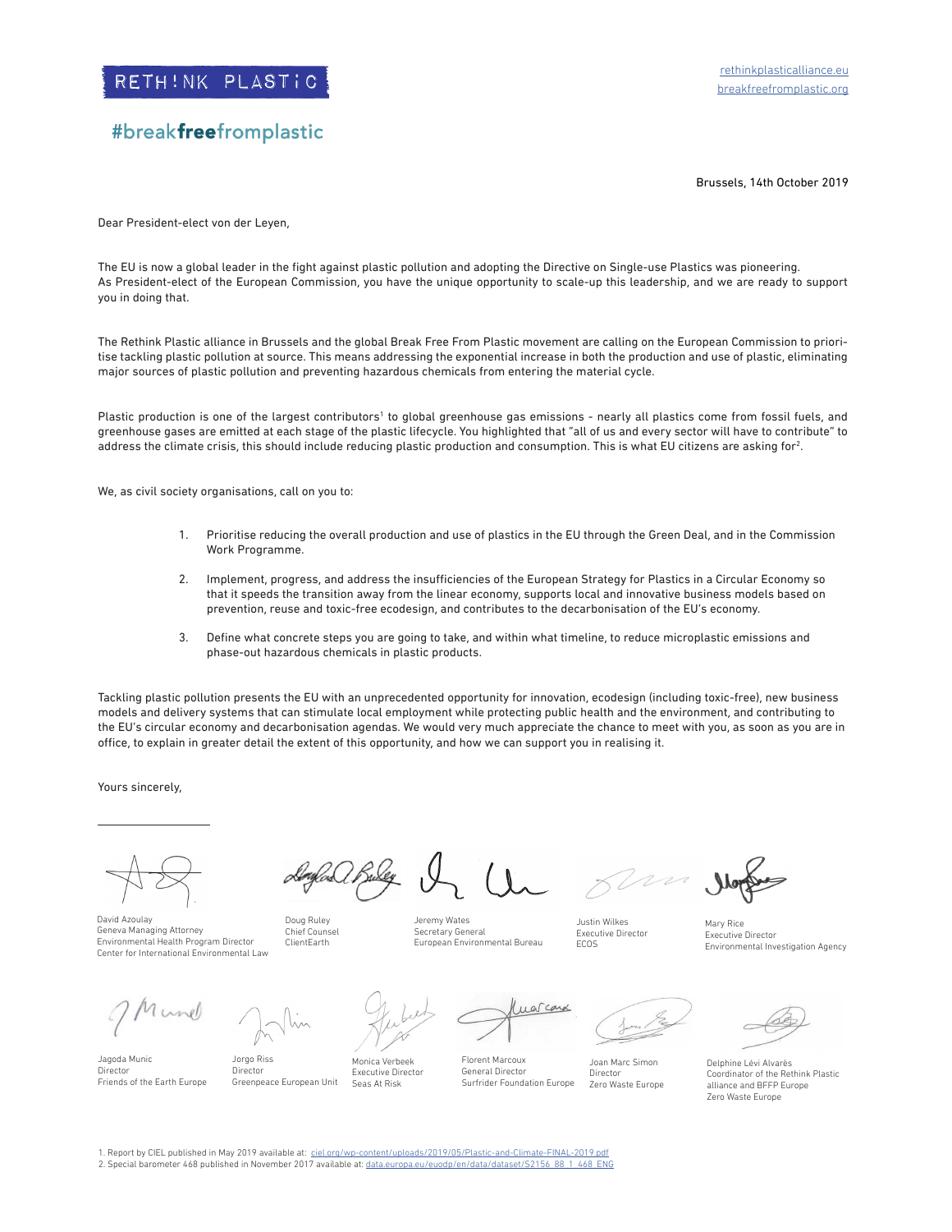RETH!NK PLASTIC

#breakfreefromplastic

rethinkplasticalliance.eu
breakfreefromplastic.org

Brussels, 14th October 2019

Dear President-elect von der Leyen,

The EU is now a global leader in the fight against plastic pollution and adopting the Directive on Single-use Plastics was pioneering. As President-elect of the European Commission, you have the unique opportunity to scale-up this leadership, and we are ready to support you in doing that.

The Rethink Plastic alliance in Brussels and the global Break Free From Plastic movement are calling on the European Commission to prioritise tackling plastic pollution at source. This means addressing the exponential increase in both the production and use of plastic, eliminating major sources of plastic pollution and preventing hazardous chemicals from entering the material cycle.

Plastic production is one of the largest contributors[1] to global greenhouse gas emissions - nearly all plastics come from fossil fuels, and greenhouse gases are emitted at each stage of the plastic lifecycle. You highlighted that "all of us and every sector will have to contribute" to address the climate crisis, this should include reducing plastic production and consumption. This is what EU citizens are asking for[2].

We, as civil society organisations, call on you to:

1. Prioritise reducing the overall production and use of plastics in the EU through the Green Deal, and in the Commission Work Programme.
2. Implement, progress, and address the insufficiencies of the European Strategy for Plastics in a Circular Economy so that it speeds the transition away from the linear economy, supports local and innovative business models based on prevention, reuse and toxic-free ecodesign, and contributes to the decarbonisation of the EU's economy.
3. Define what concrete steps you are going to take, and within what timeline, to reduce microplastic emissions and phase-out hazardous chemicals in plastic products.

Tackling plastic pollution presents the EU with an unprecedented opportunity for innovation, ecodesign (including toxic-free), new business models and delivery systems that can stimulate local employment while protecting public health and the environment, and contributing to the EU's circular economy and decarbonisation agendas. We would very much appreciate the chance to meet with you, as soon as you are in office, to explain in greater detail the extent of this opportunity, and how we can support you in realising it.

Yours sincerely,

David Azoulay
Geneva Managing Attorney
Environmental Health Program Director
Center for International Environmental Law

Doug Ruley
Chief Counsel
ClientEarth

Jeremy Wates
Secretary General
European Environmental Bureau

Justin Wilkes
Executive Director
ECOS

Mary Rice
Executive Director
Environmental Investigation Agency

Jagoda Munic
Director
Friends of the Earth Europe

Jorgo Riss
Director
Greenpeace European Unit

Monica Verbeek
Executive Director
Seas At Risk

Florent Marcoux
General Director
Surfrider Foundation Europe

Joan Marc Simon
Director
Zero Waste Europe

Delphine Lévi Alvarès
Coordinator of the Rethink Plastic alliance and BFFP Europe
Zero Waste Europe

1. Report by CIEL published in May 2019 available at: ciel.org/wp-content/uploads/2019/05/Plastic-and-Climate-FINAL-2019.pdf
2. Special barometer 468 published in November 2017 available at: data.europa.eu/euodp/en/data/dataset/S2156_88_1_468_ENG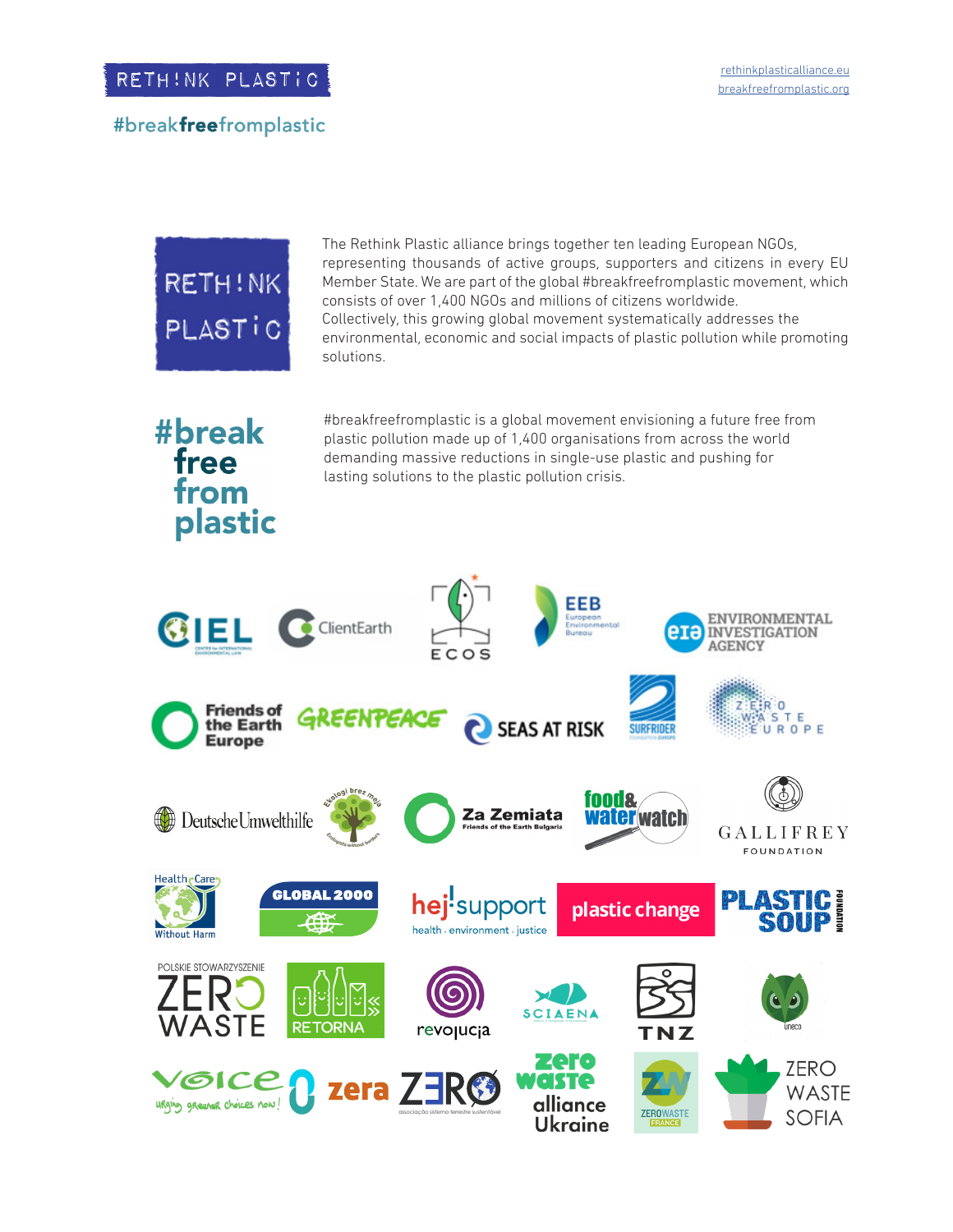RETH!NK PLASTiC

#breakfreefromplastic

rethinkplasticalliance.eu
breakfreefromplastic.org

The Rethink Plastic alliance brings together ten leading European NGOs, representing thousands of active groups, supporters and citizens in every EU Member State. We are part of the global #breakfreefromplastic movement, which consists of over 1,400 NGOs and millions of citizens worldwide. Collectively, this growing global movement systematically addresses the environmental, economic and social impacts of plastic pollution while promoting solutions.

#breakfreefromplastic is a global movement envisioning a future free from plastic pollution made up of 1,400 organisations from across the world demanding massive reductions in single-use plastic and pushing for lasting solutions to the plastic pollution crisis.